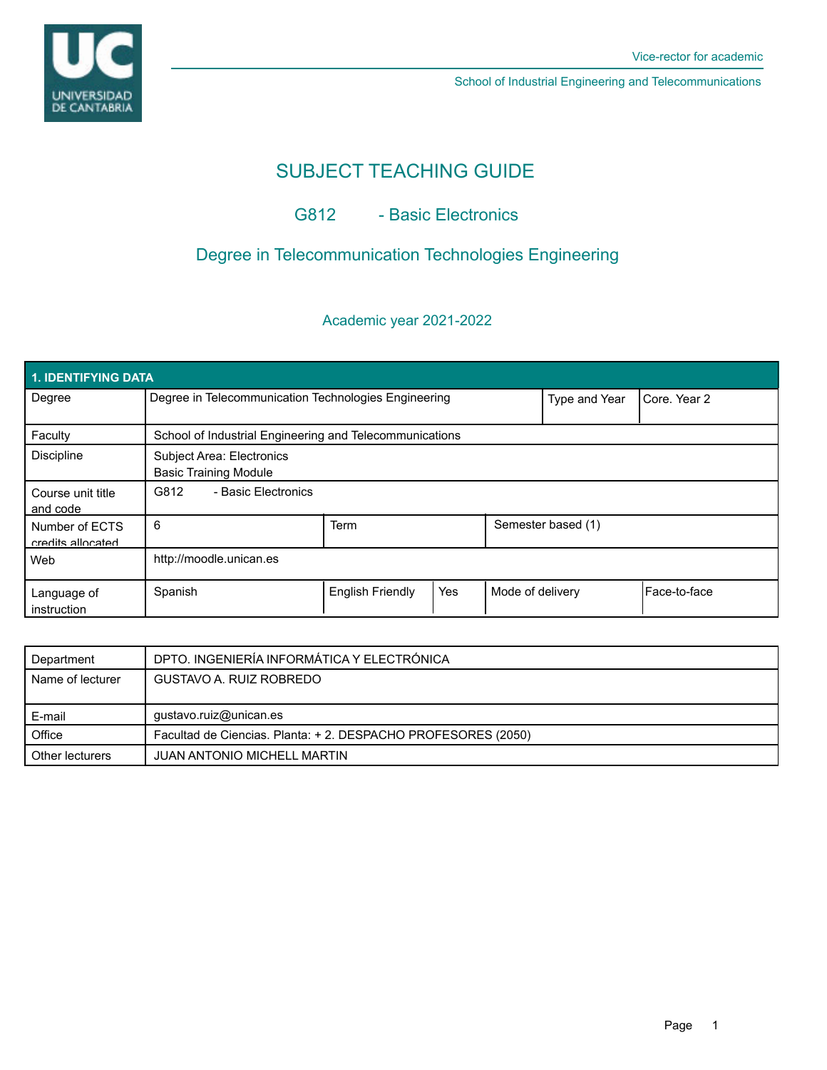Vice-rector for academic

School of Industrial Engineering and Telecommunications

# SUBJECT TEACHING GUIDE

## G812 - Basic Electronics

## Degree in Telecommunication Technologies Engineering

Academic year 2021-2022

| 1. IDENTIFYING DATA | | | | | | |
|---|---|---|---|---|---|---|
| Degree | Degree in Telecommunication Technologies Engineering | | | | Type and Year | Core. Year 2 |
| Faculty | School of Industrial Engineering and Telecommunications | | | | | |
| Discipline | Subject Area: Electronics<br>Basic Training Module | | | | | |
| Course unit title and code | G812 - Basic Electronics | | | | | |
| Number of ECTS credits allocated | 6 | Term | | Semester based (1) | | |
| Web | http://moodle.unican.es | | | | | |
| Language of instruction | Spanish | English Friendly | Yes | Mode of delivery | Face-to-face | |

| | |
|---|---|
| Department | DPTO. INGENIERÍA INFORMÁTICA Y ELECTRÓNICA |
| Name of lecturer | GUSTAVO A. RUIZ ROBREDO |
| E-mail | gustavo.ruiz@unican.es |
| Office | Facultad de Ciencias. Planta: + 2. DESPACHO PROFESORES (2050) |
| Other lecturers | JUAN ANTONIO MICHELL MARTIN |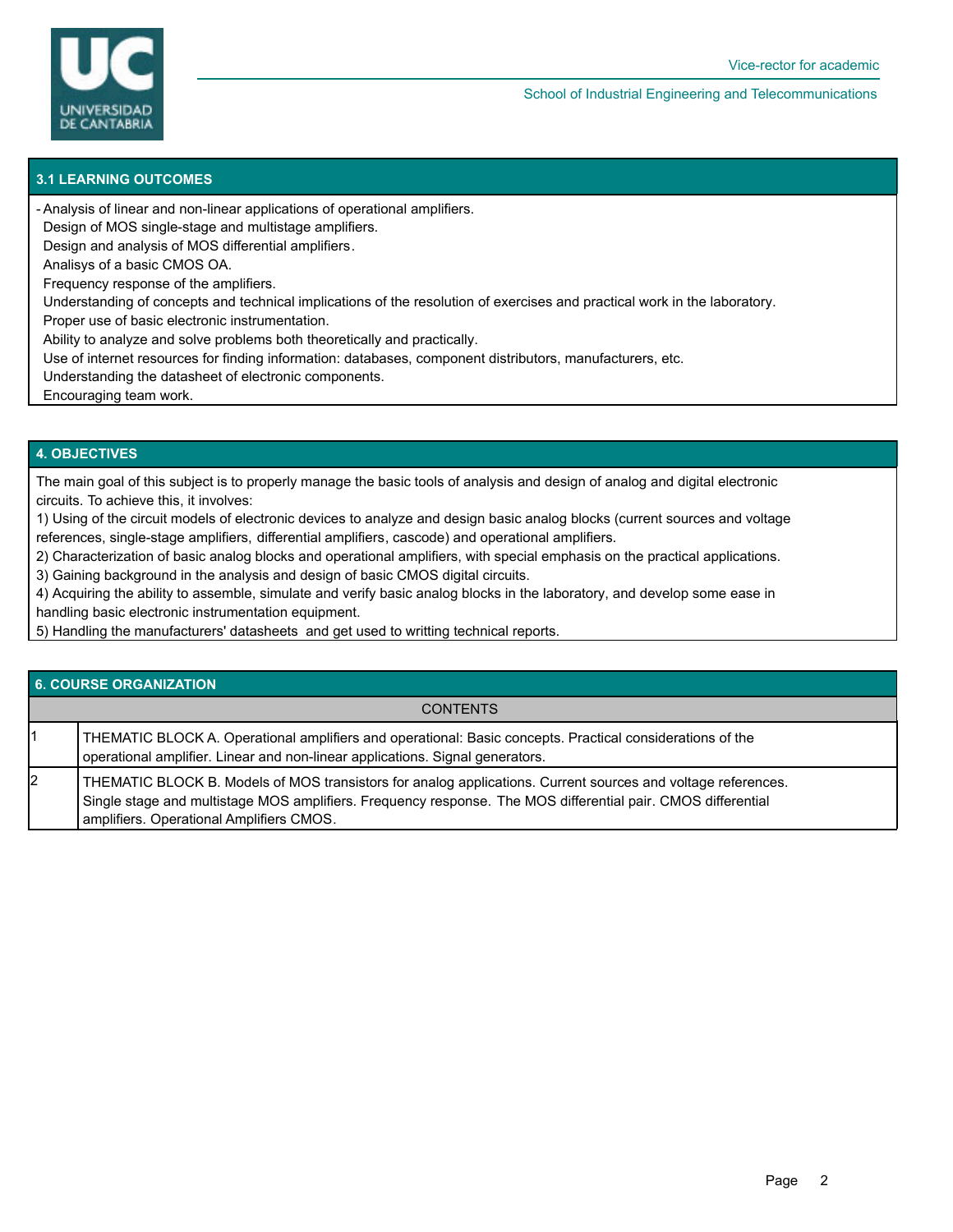## 3.1 LEARNING OUTCOMES

- Analysis of linear and non-linear applications of operational amplifiers.
  Design of MOS single-stage and multistage amplifiers.
  Design and analysis of MOS differential amplifiers.
  Analisys of a basic CMOS OA.
  Frequency response of the amplifiers.
  Understanding of concepts and technical implications of the resolution of exercises and practical work in the laboratory.
  Proper use of basic electronic instrumentation.
  Ability to analyze and solve problems both theoretically and practically.
  Use of internet resources for finding information: databases, component distributors, manufacturers, etc.
  Understanding the datasheet of electronic components.
  Encouraging team work.

## 4. OBJECTIVES

The main goal of this subject is to properly manage the basic tools of analysis and design of analog and digital electronic circuits. To achieve this, it involves:
1) Using of the circuit models of electronic devices to analyze and design basic analog blocks (current sources and voltage references, single-stage amplifiers, differential amplifiers, cascode) and operational amplifiers.
2) Characterization of basic analog blocks and operational amplifiers, with special emphasis on the practical applications.
3) Gaining background in the analysis and design of basic CMOS digital circuits.
4) Acquiring the ability to assemble, simulate and verify basic analog blocks in the laboratory, and develop some ease in handling basic electronic instrumentation equipment.
5) Handling the manufacturers' datasheets and get used to writting technical reports.

## 6. COURSE ORGANIZATION

| | CONTENTS |
|---|---|
| 1 | THEMATIC BLOCK A. Operational amplifiers and operational: Basic concepts. Practical considerations of the operational amplifier. Linear and non-linear applications. Signal generators. |
| 2 | THEMATIC BLOCK B. Models of MOS transistors for analog applications. Current sources and voltage references. Single stage and multistage MOS amplifiers. Frequency response. The MOS differential pair. CMOS differential amplifiers. Operational Amplifiers CMOS. |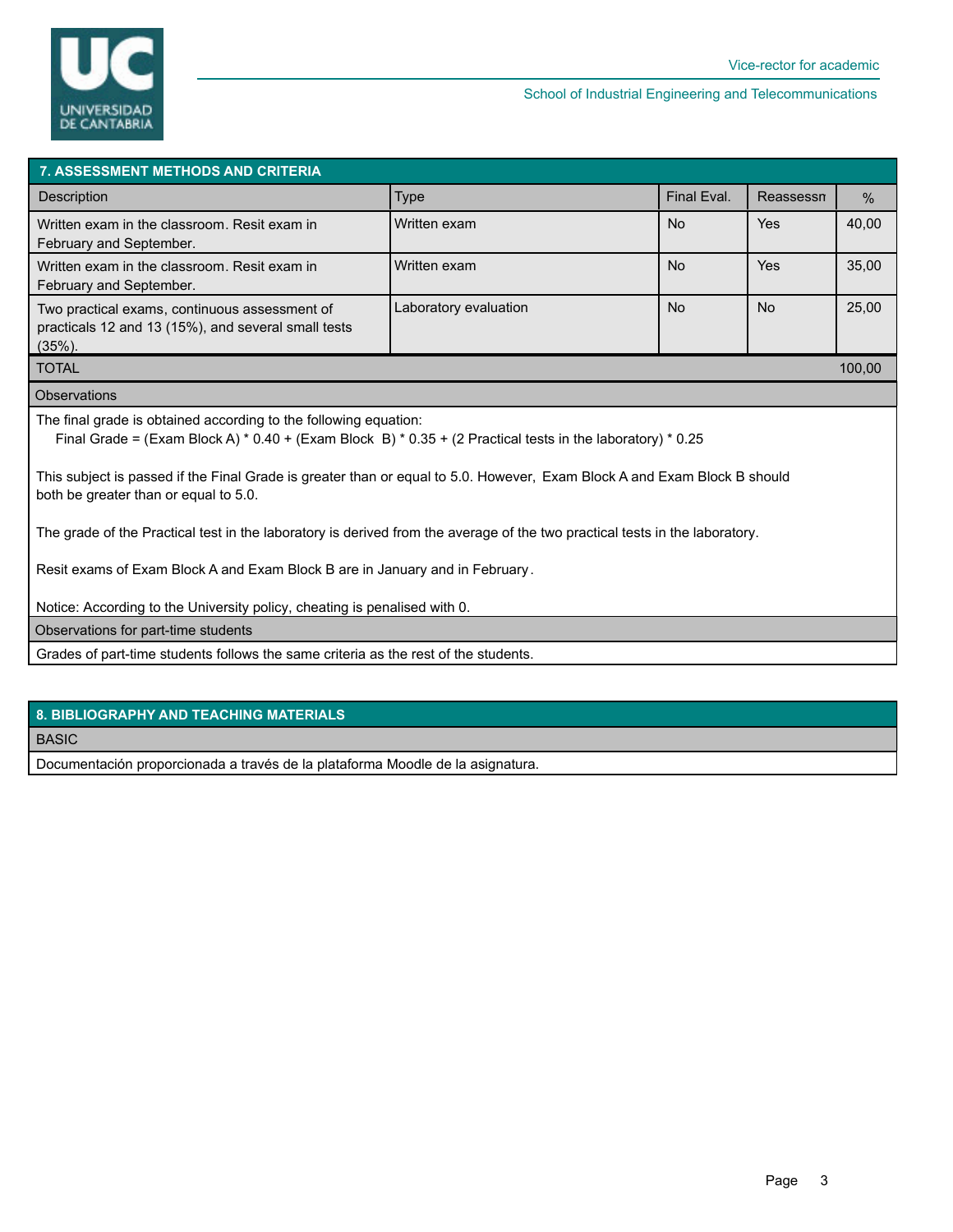## 7. ASSESSMENT METHODS AND CRITERIA

| Description | Type | Final Eval. | Reassessn | % |
|---|---|---|---|---|
| Written exam in the classroom. Resit exam in February and September. | Written exam | No | Yes | 40,00 |
| Written exam in the classroom. Resit exam in February and September. | Written exam | No | Yes | 35,00 |
| Two practical exams, continuous assessment of practicals 12 and 13 (15%), and several small tests (35%). | Laboratory evaluation | No | No | 25,00 |
| TOTAL | | | | 100,00 |

**Observations**

The final grade is obtained according to the following equation:

Final Grade = (Exam Block A) * 0.40 + (Exam Block B) * 0.35 + (2 Practical tests in the laboratory) * 0.25

This subject is passed if the Final Grade is greater than or equal to 5.0. However, Exam Block A and Exam Block B should both be greater than or equal to 5.0.

The grade of the Practical test in the laboratory is derived from the average of the two practical tests in the laboratory.

Resit exams of Exam Block A and Exam Block B are in January and in February.

Notice: According to the University policy, cheating is penalised with 0.

**Observations for part-time students**

Grades of part-time students follows the same criteria as the rest of the students.

## 8. BIBLIOGRAPHY AND TEACHING MATERIALS

**BASIC**

Documentación proporcionada a través de la plataforma Moodle de la asignatura.